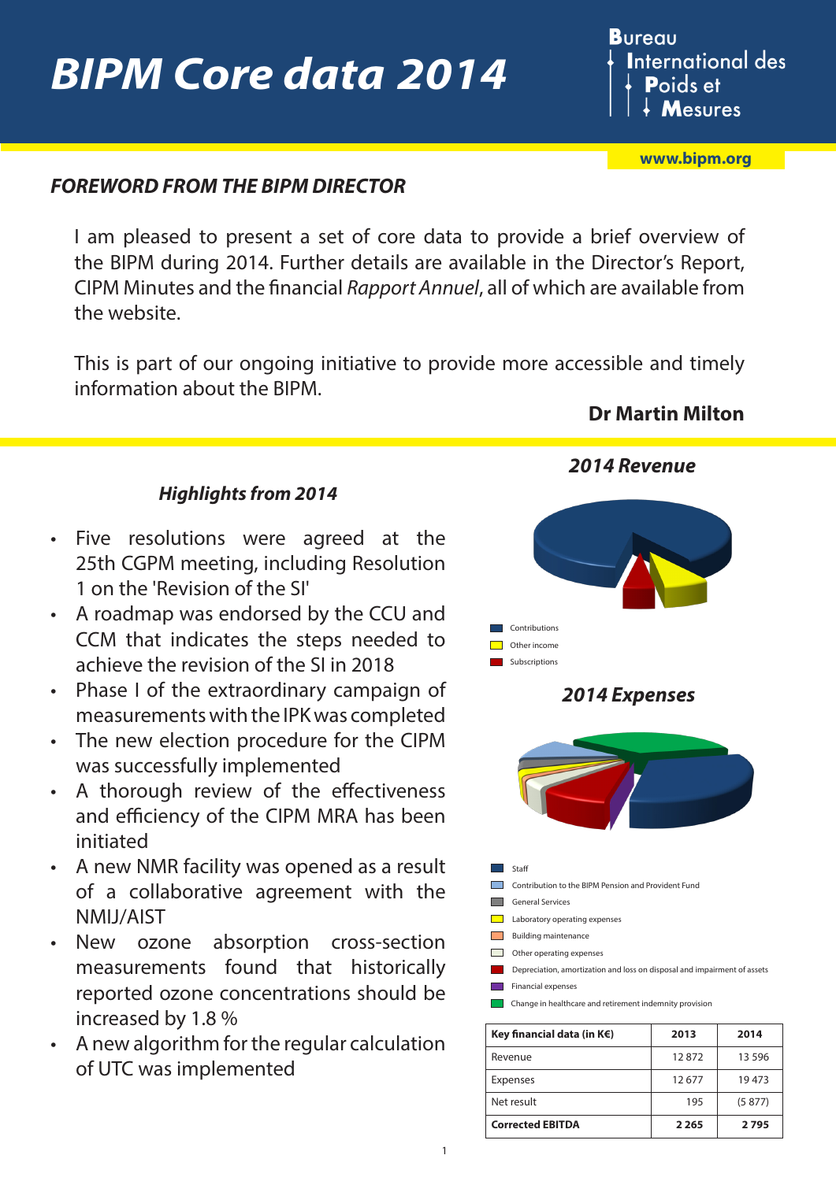# BIPM Core data 2014

Bureau International des Poids et Mesures

www.bipm.org

## FOREWORD FROM THE BIPM DIRECTOR

I am pleased to present a set of core data to provide a brief overview of the BIPM during 2014. Further details are available in the Director's Report, CIPM Minutes and the financial *Rapport Annuel*, all of which are available from the website.

This is part of our ongoing initiative to provide more accessible and timely information about the BIPM.

**Dr Martin Milton**

### Highlights from 2014

- Five resolutions were agreed at the 25th CGPM meeting, including Resolution 1 on the 'Revision of the SI'
- A roadmap was endorsed by the CCU and CCM that indicates the steps needed to achieve the revision of the SI in 2018
- Phase I of the extraordinary campaign of measurements with the IPK was completed
- The new election procedure for the CIPM was successfully implemented
- A thorough review of the effectiveness and efficiency of the CIPM MRA has been initiated
- A new NMR facility was opened as a result of a collaborative agreement with the NMIJ/AIST
- New ozone absorption cross-section measurements found that historically reported ozone concentrations should be increased by 1.8 %
- A new algorithm for the regular calculation of UTC was implemented

### 2014 Revenue

- Contributions
- Other income
- Subscriptions

### 2014 Expenses

- Staff
- Contribution to the BIPM Pension and Provident Fund
- General Services
- Laboratory operating expenses
- Building maintenance
- Other operating expenses
- Depreciation, amortization and loss on disposal and impairment of assets
- Financial expenses
- Change in healthcare and retirement indemnity provision

| Key financial data (in K€) | 2013 | 2014 |
|---|---|---|
| Revenue | 12 872 | 13 596 |
| Expenses | 12 677 | 19 473 |
| Net result | 195 | (5 877) |
| **Corrected EBITDA** | **2 265** | **2 795** |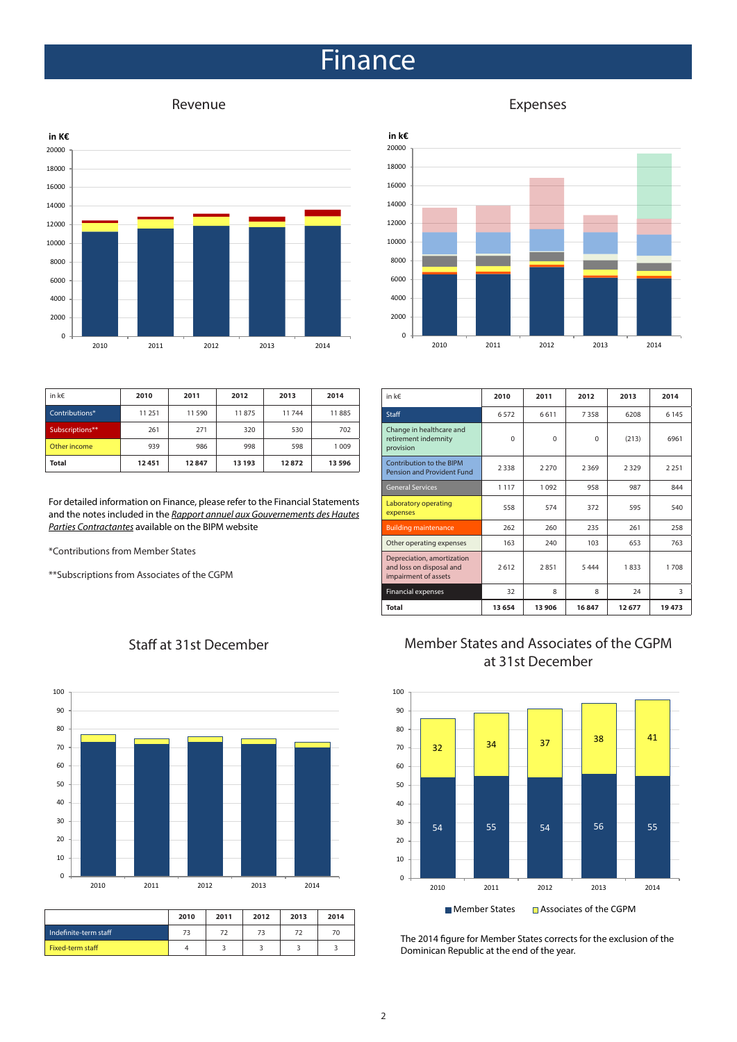# Finance

## Revenue

| in k€ | 2010 | 2011 | 2012 | 2013 | 2014 |
|---|---|---|---|---|---|
| Contributions* | 11 251 | 11 590 | 11 875 | 11 744 | 11 885 |
| Subscriptions** | 261 | 271 | 320 | 530 | 702 |
| Other income | 939 | 986 | 998 | 598 | 1 009 |
| **Total** | **12 451** | **12 847** | **13 193** | **12 872** | **13 596** |

For detailed information on Finance, please refer to the Financial Statements and the notes included in the *Rapport annuel aux Gouvernements des Hautes Parties Contractantes* available on the BIPM website

*Contributions from Member States

**Subscriptions from Associates of the CGPM

## Expenses

| in k€ | 2010 | 2011 | 2012 | 2013 | 2014 |
|---|---|---|---|---|---|
| Staff | 6 572 | 6 611 | 7 358 | 6208 | 6 145 |
| Change in healthcare and retirement indemnity provision | 0 | 0 | 0 | (213) | 6961 |
| Contribution to the BIPM Pension and Provident Fund | 2 338 | 2 270 | 2 369 | 2 329 | 2 251 |
| General Services | 1 117 | 1 092 | 958 | 987 | 844 |
| Laboratory operating expenses | 558 | 574 | 372 | 595 | 540 |
| Building maintenance | 262 | 260 | 235 | 261 | 258 |
| Other operating expenses | 163 | 240 | 103 | 653 | 763 |
| Depreciation, amortization and loss on disposal and impairment of assets | 2 612 | 2 851 | 5 444 | 1 833 | 1 708 |
| Financial expenses | 32 | 8 | 8 | 24 | 3 |
| **Total** | **13 654** | **13 906** | **16 847** | **12 677** | **19 473** |

## Staff at 31st December

| | 2010 | 2011 | 2012 | 2013 | 2014 |
|---|---|---|---|---|---|
| Indefinite-term staff | 73 | 72 | 73 | 72 | 70 |
| Fixed-term staff | 4 | 3 | 3 | 3 | 3 |

## Member States and Associates of the CGPM at 31st December

| | 2010 | 2011 | 2012 | 2013 | 2014 |
|---|---|---|---|---|---|
| Member States | 54 | 55 | 54 | 56 | 55 |
| Associates of the CGPM | 32 | 34 | 37 | 38 | 41 |

The 2014 figure for Member States corrects for the exclusion of the Dominican Republic at the end of the year.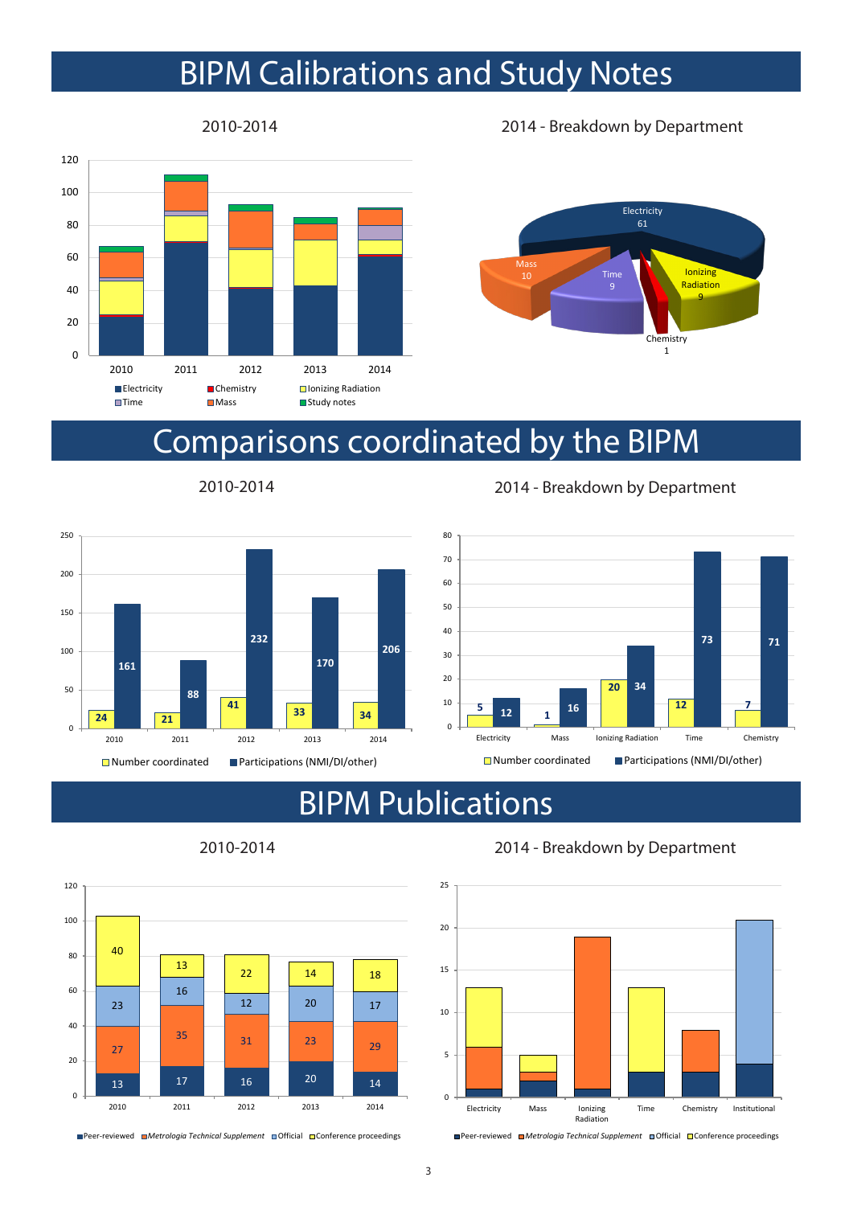# BIPM Calibrations and Study Notes

2010-2014

120
100
80
60
40
20
0

2010 2011 2012 2013 2014

Electricity Chemistry Ionizing Radiation
Time Mass Study notes

2014 - Breakdown by Department

Electricity 61
Mass 10
Time 9
Ionizing Radiation 9
Chemistry 1

# Comparisons coordinated by the BIPM

2010-2014

| | 2010 | 2011 | 2012 | 2013 | 2014 |
|---|---|---|---|---|---|
| Number coordinated | 24 | 21 | 41 | 33 | 34 |
| Participations (NMI/DI/other) | 161 | 88 | 232 | 170 | 206 |

2014 - Breakdown by Department

| | Electricity | Mass | Ionizing Radiation | Time | Chemistry |
|---|---|---|---|---|---|
| Number coordinated | 5 | 1 | 20 | 12 | 7 |
| Participations (NMI/DI/other) | 12 | 16 | 34 | 73 | 71 |

# BIPM Publications

2010-2014

| | 2010 | 2011 | 2012 | 2013 | 2014 |
|---|---|---|---|---|---|
| Peer-reviewed | 13 | 17 | 16 | 20 | 14 |
| *Metrologia Technical Supplement* | 27 | 35 | 31 | 23 | 29 |
| Official | 23 | 16 | 12 | 20 | 17 |
| Conference proceedings | 40 | 13 | 22 | 14 | 18 |

2014 - Breakdown by Department

25
20
15
10
5
0

Electricity Mass Ionizing Radiation Time Chemistry Institutional

Peer-reviewed *Metrologia Technical Supplement* Official Conference proceedings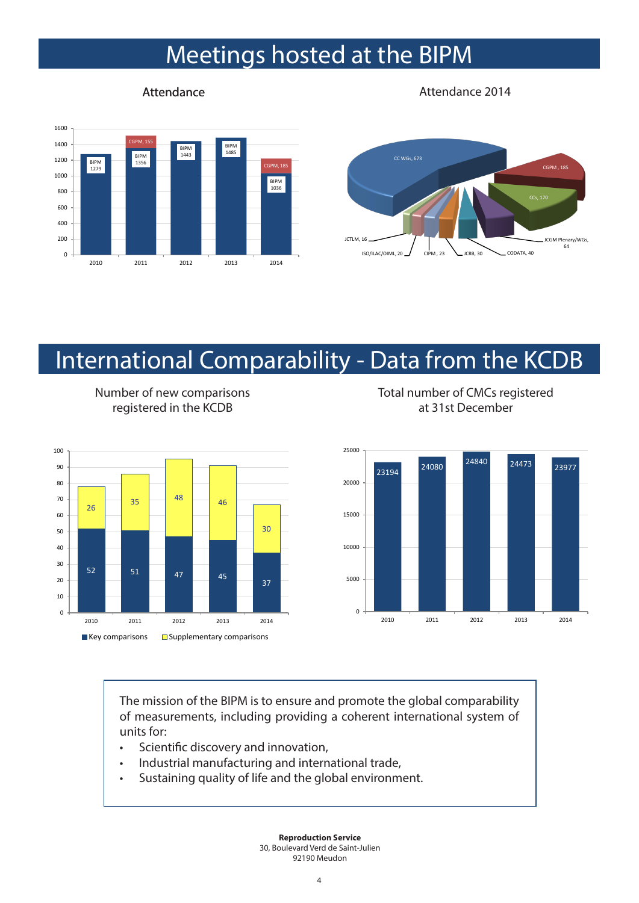# Meetings hosted at the BIPM

Attendance

1600
1400
1200
1000
800
600
400
200
0

2010
2011
2012
2013
2014

BIPM 1279
CGPM, 155
BIPM 1356
BIPM 1443
BIPM 1485
CGPM, 185
BIPM 1036

Attendance 2014

CC WGs, 673
CGPM , 185
CCs, 170
JCGM Plenary/WGs, 64
CODATA, 40
JCRB, 30
CIPM , 23
ISO/ILAC/OIML, 20
JCTLM, 16

# International Comparability - Data from the KCDB

Number of new comparisons registered in the KCDB

100
90
80
70
60
50
40
30
20
10
0

2010
2011
2012
2013
2014

52
26
51
35
47
48
45
46
37
30

Key comparisons
Supplementary comparisons

Total number of CMCs registered at 31st December

25000
20000
15000
10000
5000
0

2010
2011
2012
2013
2014

23194
24080
24840
24473
23977

The mission of the BIPM is to ensure and promote the global comparability of measurements, including providing a coherent international system of units for:

- Scientific discovery and innovation,
- Industrial manufacturing and international trade,
- Sustaining quality of life and the global environment.

**Reproduction Service**
30, Boulevard Verd de Saint-Julien
92190 Meudon